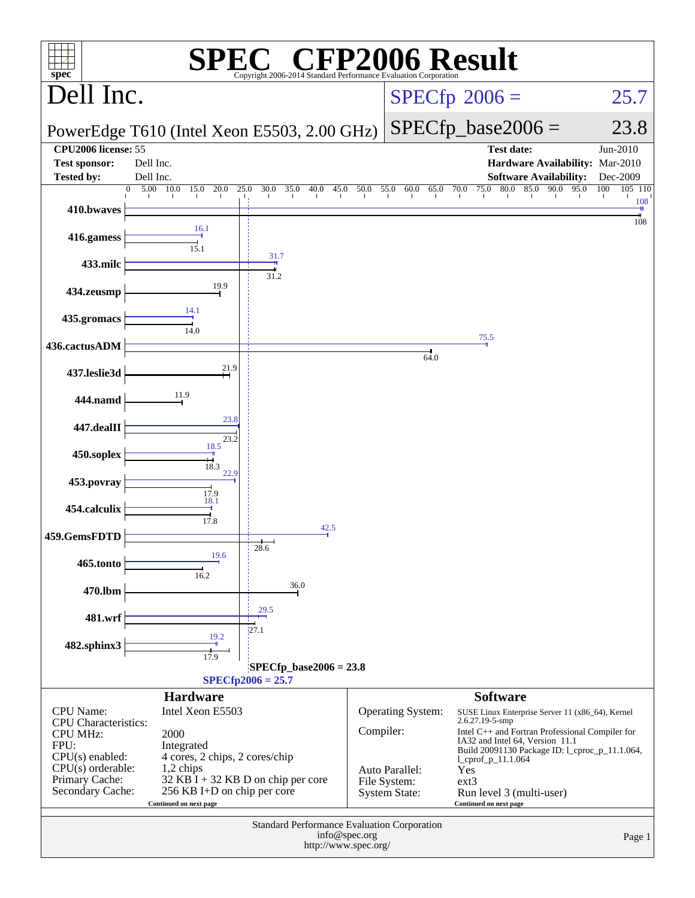# SPEC CFP2006 Result

Copyright 2006-2014 Standard Performance Evaluation Corporation

## Dell Inc.

PowerEdge T610 (Intel Xeon E5503, 2.00 GHz)

SPECfp 2006 = 25.7

SPECfp_base2006 = 23.8

| | | | |
|---|---|---|---|
| **CPU2006 license:** | 55 | **Test date:** | Jun-2010 |
| **Test sponsor:** | Dell Inc. | **Hardware Availability:** | Mar-2010 |
| **Tested by:** | Dell Inc. | **Software Availability:** | Dec-2009 |

| Benchmark | Peak | Base |
|---|---|---|
| 410.bwaves | 108 | 108 |
| 416.gamess | 16.1 | 15.1 |
| 433.milc | 31.7 | 31.2 |
| 434.zeusmp | | 19.9 |
| 435.gromacs | 14.1 | 14.0 |
| 436.cactusADM | 75.5 | 64.0 |
| 437.leslie3d | | 21.9 |
| 444.namd | | 11.9 |
| 447.dealII | 23.8 | 23.2 |
| 450.soplex | 18.5 | 18.3 |
| 453.povray | 22.9 | 17.9 |
| 454.calculix | 18.1 | 17.8 |
| 459.GemsFDTD | 42.5 | 28.6 |
| 465.tonto | 19.6 | 16.2 |
| 470.lbm | | 36.0 |
| 481.wrf | 29.5 | 27.1 |
| 482.sphinx3 | 19.2 | 17.9 |

SPECfp_base2006 = 23.8

SPECfp2006 = 25.7

### Hardware

| | |
|---|---|
| CPU Name: | Intel Xeon E5503 |
| CPU Characteristics: | |
| CPU MHz: | 2000 |
| FPU: | Integrated |
| CPU(s) enabled: | 4 cores, 2 chips, 2 cores/chip |
| CPU(s) orderable: | 1,2 chips |
| Primary Cache: | 32 KB I + 32 KB D on chip per core |
| Secondary Cache: | 256 KB I+D on chip per core |

Continued on next page

### Software

| | |
|---|---|
| Operating System: | SUSE Linux Enterprise Server 11 (x86_64), Kernel 2.6.27.19-5-smp |
| Compiler: | Intel C++ and Fortran Professional Compiler for IA32 and Intel 64, Version 11.1 Build 20091130 Package ID: l_cproc_p_11.1.064, l_cprof_p_11.1.064 |
| Auto Parallel: | Yes |
| File System: | ext3 |
| System State: | Run level 3 (multi-user) |

Continued on next page

Standard Performance Evaluation Corporation
info@spec.org
http://www.spec.org/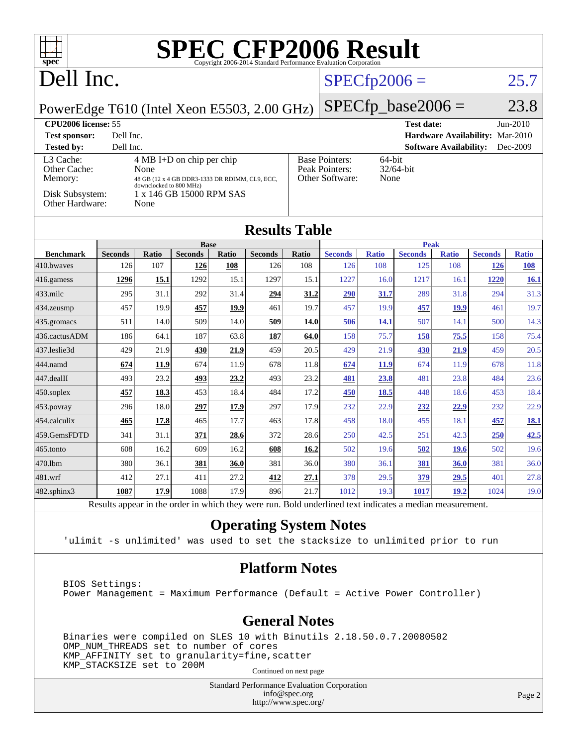# SPEC CFP2006 Result

Copyright 2006-2014 Standard Performance Evaluation Corporation

# Dell Inc.

PowerEdge T610 (Intel Xeon E5503, 2.00 GHz)

SPECfp2006 = 25.7

SPECfp_base2006 = 23.8

**CPU2006 license:** 55
**Test sponsor:** Dell Inc.
**Tested by:** Dell Inc.

**Test date:** Jun-2010
**Hardware Availability:** Mar-2010
**Software Availability:** Dec-2009

| | |
|---|---|
| L3 Cache: | 4 MB I+D on chip per chip |
| Other Cache: | None |
| Memory: | 48 GB (12 x 4 GB DDR3-1333 DR RDIMM, CL9, ECC, downclocked to 800 MHz) |
| Disk Subsystem: | 1 x 146 GB 15000 RPM SAS |
| Other Hardware: | None |

| | |
|---|---|
| Base Pointers: | 64-bit |
| Peak Pointers: | 32/64-bit |
| Other Software: | None |

## Results Table

| | Base | | | | | | Peak | | | | | |
|---|---|---|---|---|---|---|---|---|---|---|---|---|
| **Benchmark** | **Seconds** | **Ratio** | **Seconds** | **Ratio** | **Seconds** | **Ratio** | **Seconds** | **Ratio** | **Seconds** | **Ratio** | **Seconds** | **Ratio** |
| 410.bwaves | 126 | 107 | **126** | **108** | 126 | 108 | 126 | 108 | 125 | 108 | **126** | **108** |
| 416.gamess | **1296** | **15.1** | 1292 | 15.1 | 1297 | 15.1 | 1227 | 16.0 | 1217 | 16.1 | **1220** | **16.1** |
| 433.milc | 295 | 31.1 | 292 | 31.4 | **294** | **31.2** | **290** | **31.7** | 289 | 31.8 | 294 | 31.3 |
| 434.zeusmp | 457 | 19.9 | **457** | **19.9** | 461 | 19.7 | 457 | 19.9 | **457** | **19.9** | 461 | 19.7 |
| 435.gromacs | 511 | 14.0 | 509 | 14.0 | **509** | **14.0** | **506** | **14.1** | 507 | 14.1 | 500 | 14.3 |
| 436.cactusADM | 186 | 64.1 | 187 | 63.8 | **187** | **64.0** | 158 | 75.7 | **158** | **75.5** | 158 | 75.4 |
| 437.leslie3d | 429 | 21.9 | **430** | **21.9** | 459 | 20.5 | 429 | 21.9 | **430** | **21.9** | 459 | 20.5 |
| 444.namd | **674** | **11.9** | 674 | 11.9 | 678 | 11.8 | **674** | **11.9** | 674 | 11.9 | 678 | 11.8 |
| 447.dealII | 493 | 23.2 | **493** | **23.2** | 493 | 23.2 | **481** | **23.8** | 481 | 23.8 | 484 | 23.6 |
| 450.soplex | **457** | **18.3** | 453 | 18.4 | 484 | 17.2 | **450** | **18.5** | 448 | 18.6 | 453 | 18.4 |
| 453.povray | 296 | 18.0 | **297** | **17.9** | 297 | 17.9 | 232 | 22.9 | **232** | **22.9** | 232 | 22.9 |
| 454.calculix | **465** | **17.8** | 465 | 17.7 | 463 | 17.8 | 458 | 18.0 | 455 | 18.1 | **457** | **18.1** |
| 459.GemsFDTD | 341 | 31.1 | **371** | **28.6** | 372 | 28.6 | 250 | 42.5 | 251 | 42.3 | **250** | **42.5** |
| 465.tonto | 608 | 16.2 | 609 | 16.2 | **608** | **16.2** | 502 | 19.6 | **502** | **19.6** | 502 | 19.6 |
| 470.lbm | 380 | 36.1 | **381** | **36.0** | 381 | 36.0 | 380 | 36.1 | **381** | **36.0** | 381 | 36.0 |
| 481.wrf | 412 | 27.1 | 411 | 27.2 | **412** | **27.1** | 378 | 29.5 | **379** | **29.5** | 401 | 27.8 |
| 482.sphinx3 | **1087** | **17.9** | 1088 | 17.9 | 896 | 21.7 | 1012 | 19.3 | **1017** | **19.2** | 1024 | 19.0 |

Results appear in the order in which they were run. Bold underlined text indicates a median measurement.

## Operating System Notes

```
'ulimit -s unlimited' was used to set the stacksize to unlimited prior to run
```

## Platform Notes

```
BIOS Settings:
Power Management = Maximum Performance (Default = Active Power Controller)
```

## General Notes

```
Binaries were compiled on SLES 10 with Binutils 2.18.50.0.7.20080502
OMP_NUM_THREADS set to number of cores
KMP_AFFINITY set to granularity=fine,scatter
KMP_STACKSIZE set to 200M
```

Continued on next page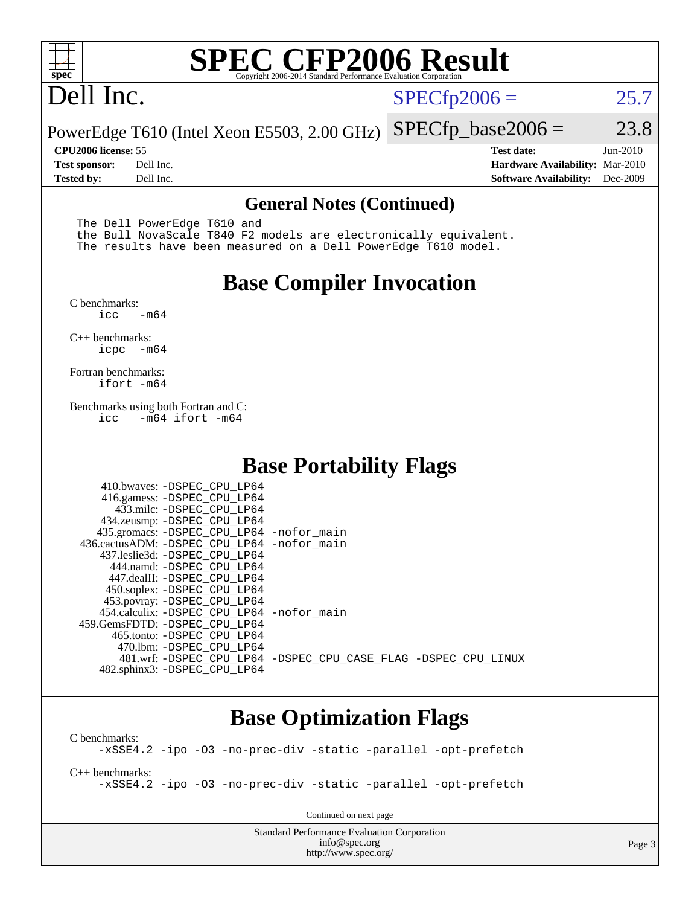# SPEC CFP2006 Result

Copyright 2006-2014 Standard Performance Evaluation Corporation

# Dell Inc.

PowerEdge T610 (Intel Xeon E5503, 2.00 GHz)

SPECfp2006 = 25.7

SPECfp_base2006 = 23.8

| | | | |
|---|---|---|---|
| **CPU2006 license:** 55 | | **Test date:** | Jun-2010 |
| **Test sponsor:** | Dell Inc. | **Hardware Availability:** | Mar-2010 |
| **Tested by:** | Dell Inc. | **Software Availability:** | Dec-2009 |

## General Notes (Continued)

```
The Dell PowerEdge T610 and
the Bull NovaScale T840 F2 models are electronically equivalent.
The results have been measured on a Dell PowerEdge T610 model.
```

## Base Compiler Invocation

C benchmarks:
```
icc   -m64
```

C++ benchmarks:
```
icpc  -m64
```

Fortran benchmarks:
```
ifort -m64
```

Benchmarks using both Fortran and C:
```
icc   -m64 ifort -m64
```

## Base Portability Flags

```
    410.bwaves: -DSPEC_CPU_LP64
    416.gamess: -DSPEC_CPU_LP64
      433.milc: -DSPEC_CPU_LP64
    434.zeusmp: -DSPEC_CPU_LP64
   435.gromacs: -DSPEC_CPU_LP64 -nofor_main
 436.cactusADM: -DSPEC_CPU_LP64 -nofor_main
   437.leslie3d: -DSPEC_CPU_LP64
      444.namd: -DSPEC_CPU_LP64
    447.dealII: -DSPEC_CPU_LP64
    450.soplex: -DSPEC_CPU_LP64
    453.povray: -DSPEC_CPU_LP64
  454.calculix: -DSPEC_CPU_LP64 -nofor_main
 459.GemsFDTD: -DSPEC_CPU_LP64
     465.tonto: -DSPEC_CPU_LP64
       470.lbm: -DSPEC_CPU_LP64
       481.wrf: -DSPEC_CPU_LP64 -DSPEC_CPU_CASE_FLAG -DSPEC_CPU_LINUX
   482.sphinx3: -DSPEC_CPU_LP64
```

## Base Optimization Flags

C benchmarks:
```
-xSSE4.2 -ipo -O3 -no-prec-div -static -parallel -opt-prefetch
```

C++ benchmarks:
```
-xSSE4.2 -ipo -O3 -no-prec-div -static -parallel -opt-prefetch
```

Continued on next page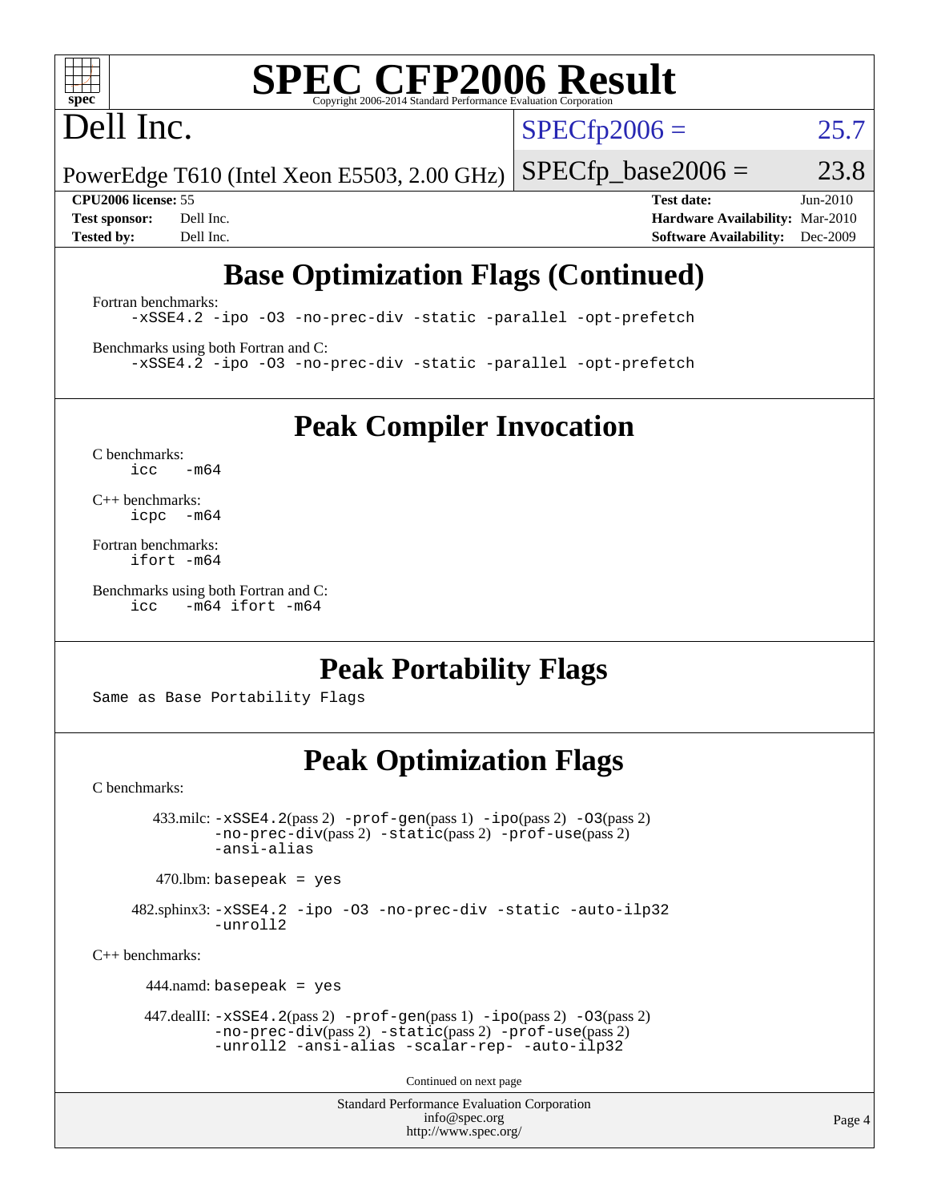# SPEC CFP2006 Result

Copyright 2006-2014 Standard Performance Evaluation Corporation

## Dell Inc.

PowerEdge T610 (Intel Xeon E5503, 2.00 GHz)

SPECfp2006 = 25.7

SPECfp_base2006 = 23.8

| | | | |
|---|---|---|---|
| **CPU2006 license:** | 55 | **Test date:** | Jun-2010 |
| **Test sponsor:** | Dell Inc. | **Hardware Availability:** | Mar-2010 |
| **Tested by:** | Dell Inc. | **Software Availability:** | Dec-2009 |

## Base Optimization Flags (Continued)

Fortran benchmarks:

```
-xSSE4.2 -ipo -O3 -no-prec-div -static -parallel -opt-prefetch
```

Benchmarks using both Fortran and C:

```
-xSSE4.2 -ipo -O3 -no-prec-div -static -parallel -opt-prefetch
```

## Peak Compiler Invocation

C benchmarks:

```
icc   -m64
```

C++ benchmarks:

```
icpc  -m64
```

Fortran benchmarks:

```
ifort -m64
```

Benchmarks using both Fortran and C:

```
icc   -m64 ifort -m64
```

## Peak Portability Flags

Same as Base Portability Flags

## Peak Optimization Flags

C benchmarks:

433.milc: -xSSE4.2(pass 2) -prof-gen(pass 1) -ipo(pass 2) -O3(pass 2) -no-prec-div(pass 2) -static(pass 2) -prof-use(pass 2) -ansi-alias

470.lbm: basepeak = yes

482.sphinx3: -xSSE4.2 -ipo -O3 -no-prec-div -static -auto-ilp32 -unroll2

C++ benchmarks:

444.namd: basepeak = yes

447.dealII: -xSSE4.2(pass 2) -prof-gen(pass 1) -ipo(pass 2) -O3(pass 2) -no-prec-div(pass 2) -static(pass 2) -prof-use(pass 2) -unroll2 -ansi-alias -scalar-rep- -auto-ilp32

Continued on next page

Standard Performance Evaluation Corporation
info@spec.org
http://www.spec.org/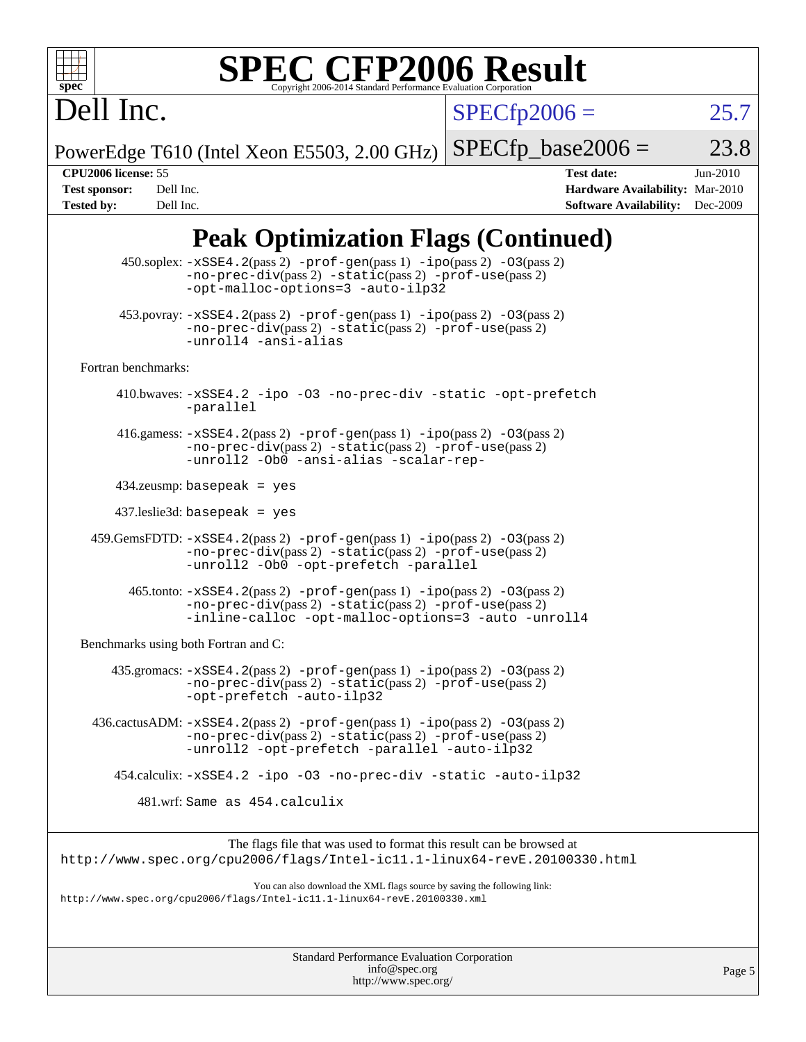# SPEC CFP2006 Result

Copyright 2006-2014 Standard Performance Evaluation Corporation

**Dell Inc.**

PowerEdge T610 (Intel Xeon E5503, 2.00 GHz)

SPECfp2006 = 25.7

SPECfp_base2006 = 23.8

| | | | |
|---|---|---|---|
| **CPU2006 license:** | 55 | **Test date:** | Jun-2010 |
| **Test sponsor:** | Dell Inc. | **Hardware Availability:** | Mar-2010 |
| **Tested by:** | Dell Inc. | **Software Availability:** | Dec-2009 |

## Peak Optimization Flags (Continued)

450.soplex: `-xSSE4.2`(pass 2) `-prof-gen`(pass 1) `-ipo`(pass 2) `-O3`(pass 2) `-no-prec-div`(pass 2) `-static`(pass 2) `-prof-use`(pass 2) `-opt-malloc-options=3 -auto-ilp32`

453.povray: `-xSSE4.2`(pass 2) `-prof-gen`(pass 1) `-ipo`(pass 2) `-O3`(pass 2) `-no-prec-div`(pass 2) `-static`(pass 2) `-prof-use`(pass 2) `-unroll4 -ansi-alias`

Fortran benchmarks:

410.bwaves: `-xSSE4.2 -ipo -O3 -no-prec-div -static -opt-prefetch -parallel`

416.gamess: `-xSSE4.2`(pass 2) `-prof-gen`(pass 1) `-ipo`(pass 2) `-O3`(pass 2) `-no-prec-div`(pass 2) `-static`(pass 2) `-prof-use`(pass 2) `-unroll2 -Ob0 -ansi-alias -scalar-rep-`

434.zeusmp: `basepeak = yes`

437.leslie3d: `basepeak = yes`

459.GemsFDTD: `-xSSE4.2`(pass 2) `-prof-gen`(pass 1) `-ipo`(pass 2) `-O3`(pass 2) `-no-prec-div`(pass 2) `-static`(pass 2) `-prof-use`(pass 2) `-unroll2 -Ob0 -opt-prefetch -parallel`

465.tonto: `-xSSE4.2`(pass 2) `-prof-gen`(pass 1) `-ipo`(pass 2) `-O3`(pass 2) `-no-prec-div`(pass 2) `-static`(pass 2) `-prof-use`(pass 2) `-inline-calloc -opt-malloc-options=3 -auto -unroll4`

Benchmarks using both Fortran and C:

435.gromacs: `-xSSE4.2`(pass 2) `-prof-gen`(pass 1) `-ipo`(pass 2) `-O3`(pass 2) `-no-prec-div`(pass 2) `-static`(pass 2) `-prof-use`(pass 2) `-opt-prefetch -auto-ilp32`

436.cactusADM: `-xSSE4.2`(pass 2) `-prof-gen`(pass 1) `-ipo`(pass 2) `-O3`(pass 2) `-no-prec-div`(pass 2) `-static`(pass 2) `-prof-use`(pass 2) `-unroll2 -opt-prefetch -parallel -auto-ilp32`

454.calculix: `-xSSE4.2 -ipo -O3 -no-prec-div -static -auto-ilp32`

481.wrf: `Same as 454.calculix`

The flags file that was used to format this result can be browsed at
http://www.spec.org/cpu2006/flags/Intel-ic11.1-linux64-revE.20100330.html

You can also download the XML flags source by saving the following link:
http://www.spec.org/cpu2006/flags/Intel-ic11.1-linux64-revE.20100330.xml

Standard Performance Evaluation Corporation
info@spec.org
http://www.spec.org/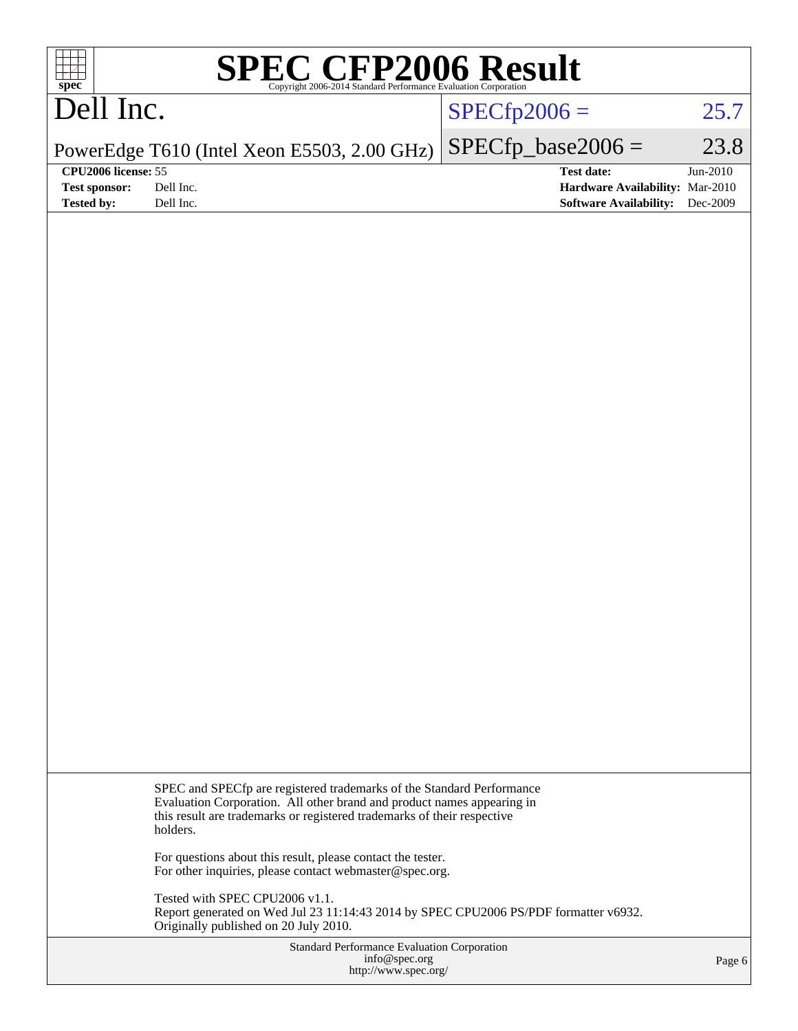# SPEC CFP2006 Result

Copyright 2006-2014 Standard Performance Evaluation Corporation

## Dell Inc.

PowerEdge T610 (Intel Xeon E5503, 2.00 GHz)

$SPECfp2006 = 25.7$

$SPECfp\_base2006 = 23.8$

**CPU2006 license:** 55
**Test sponsor:** Dell Inc.
**Tested by:** Dell Inc.

**Test date:** Jun-2010
**Hardware Availability:** Mar-2010
**Software Availability:** Dec-2009

SPEC and SPECfp are registered trademarks of the Standard Performance Evaluation Corporation. All other brand and product names appearing in this result are trademarks or registered trademarks of their respective holders.

For questions about this result, please contact the tester.
For other inquiries, please contact webmaster@spec.org.

Tested with SPEC CPU2006 v1.1.
Report generated on Wed Jul 23 11:14:43 2014 by SPEC CPU2006 PS/PDF formatter v6932.
Originally published on 20 July 2010.

Standard Performance Evaluation Corporation
info@spec.org
http://www.spec.org/